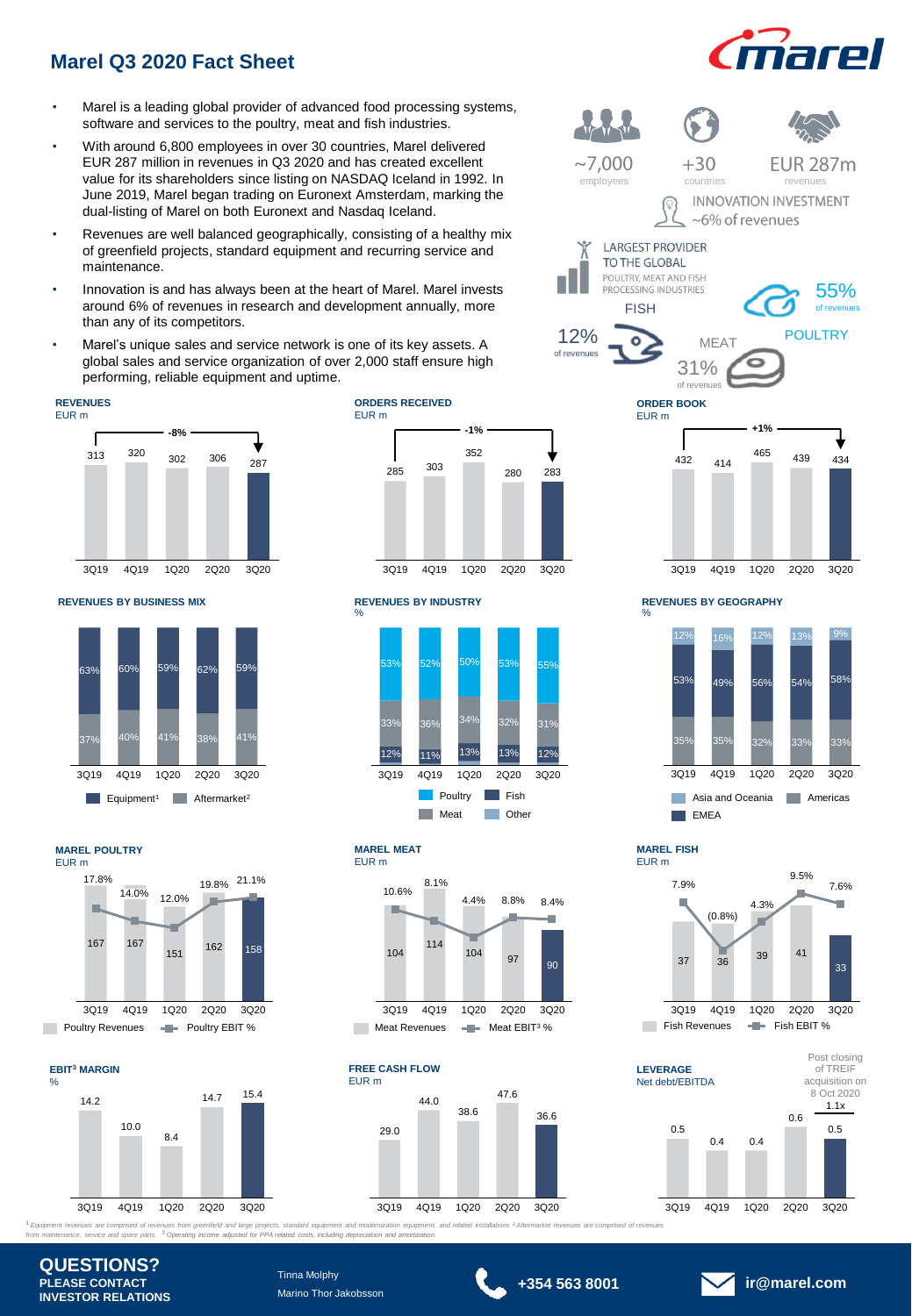# Marel Q3 2020 Fact Sheet

- Marel is a leading global provider of advanced food processing systems, software and services to the poultry, meat and fish industries.
- With around 6,800 employees in over 30 countries, Marel delivered EUR 287 million in revenues in Q3 2020 and has created excellent value for its shareholders since listing on NASDAQ Iceland in 1992. In June 2019, Marel began trading on Euronext Amsterdam, marking the dual-listing of Marel on both Euronext and Nasdaq Iceland.
- Revenues are well balanced geographically, consisting of a healthy mix of greenfield projects, standard equipment and recurring service and maintenance.
- Innovation is and has always been at the heart of Marel. Marel invests around 6% of revenues in research and development annually, more than any of its competitors.
- Marel's unique sales and service network is one of its key assets. A global sales and service organization of over 2,000 staff ensure high performing, reliable equipment and uptime.

~7,000 employees | +30 countries | EUR 287m revenues

INNOVATION INVESTMENT ~6% of revenues

LARGEST PROVIDER TO THE GLOBAL POULTRY, MEAT AND FISH PROCESSING INDUSTRIES

POULTRY 55% of revenues | MEAT 31% of revenues | FISH 12% of revenues

### REVENUES (EUR m)

| 3Q19 | 4Q19 | 1Q20 | 2Q20 | 3Q20 |
|---|---|---|---|---|
| 313 | 320 | 302 | 306 | 287 |

-8%

### ORDERS RECEIVED (EUR m)

| 3Q19 | 4Q19 | 1Q20 | 2Q20 | 3Q20 |
|---|---|---|---|---|
| 285 | 303 | 352 | 280 | 283 |

-1%

### ORDER BOOK (EUR m)

| 3Q19 | 4Q19 | 1Q20 | 2Q20 | 3Q20 |
|---|---|---|---|---|
| 432 | 414 | 465 | 439 | 434 |

+1%

### REVENUES BY BUSINESS MIX

| | 3Q19 | 4Q19 | 1Q20 | 2Q20 | 3Q20 |
|---|---|---|---|---|---|
| Equipment[1] | 63% | 60% | 59% | 62% | 59% |
| Aftermarket[2] | 37% | 40% | 41% | 38% | 41% |

### REVENUES BY INDUSTRY (%)

| | 3Q19 | 4Q19 | 1Q20 | 2Q20 | 3Q20 |
|---|---|---|---|---|---|
| Poultry | 53% | 52% | 50% | 53% | 55% |
| Meat | 33% | 36% | 34% | 32% | 31% |
| Fish | 12% | 11% | 13% | 13% | 12% |

### REVENUES BY GEOGRAPHY (%)

| | 3Q19 | 4Q19 | 1Q20 | 2Q20 | 3Q20 |
|---|---|---|---|---|---|
| Asia and Oceania | 12% | 16% | 12% | 13% | 9% |
| EMEA | 53% | 49% | 56% | 54% | 58% |
| Americas | 35% | 35% | 32% | 33% | 33% |

### MAREL POULTRY (EUR m)

| | 3Q19 | 4Q19 | 1Q20 | 2Q20 | 3Q20 |
|---|---|---|---|---|---|
| Poultry Revenues | 167 | 167 | 151 | 162 | 158 |
| Poultry EBIT % | 17.8% | 14.0% | 12.0% | 19.8% | 21.1% |

### MAREL MEAT (EUR m)

| | 3Q19 | 4Q19 | 1Q20 | 2Q20 | 3Q20 |
|---|---|---|---|---|---|
| Meat Revenues | 104 | 114 | 104 | 97 | 90 |
| Meat EBIT[3] % | 10.6% | 8.1% | 4.4% | 8.8% | 8.4% |

### MAREL FISH (EUR m)

| | 3Q19 | 4Q19 | 1Q20 | 2Q20 | 3Q20 |
|---|---|---|---|---|---|
| Fish Revenues | 37 | 36 | 39 | 41 | 33 |
| Fish EBIT % | 7.9% | (0.8%) | 4.3% | 9.5% | 7.6% |

### EBIT[3] MARGIN (%)

| 3Q19 | 4Q19 | 1Q20 | 2Q20 | 3Q20 |
|---|---|---|---|---|
| 14.2 | 10.0 | 8.4 | 14.7 | 15.4 |

### FREE CASH FLOW (EUR m)

| 3Q19 | 4Q19 | 1Q20 | 2Q20 | 3Q20 |
|---|---|---|---|---|
| 29.0 | 44.0 | 38.6 | 47.6 | 36.6 |

### LEVERAGE (Net debt/EBITDA)

| 3Q19 | 4Q19 | 1Q20 | 2Q20 | 3Q20 |
|---|---|---|---|---|
| 0.5 | 0.4 | 0.4 | 0.6 | 0.5 |

Post closing of TREIF acquisition on 8 Oct 2020: 1.1x

*[1] Equipment revenues are comprised of revenues from greenfield and large projects, standard equipment and modernization equipment, and related installations [2] Aftermarket revenues are comprised of revenues from maintenance, service and spare parts. [3] Operating income adjusted for PPA related costs, including depreciation and amortization.*

**QUESTIONS?**
**PLEASE CONTACT INVESTOR RELATIONS**

Tinna Molphy
Marino Thor Jakobsson

**+354 563 8001**

**ir@marel.com**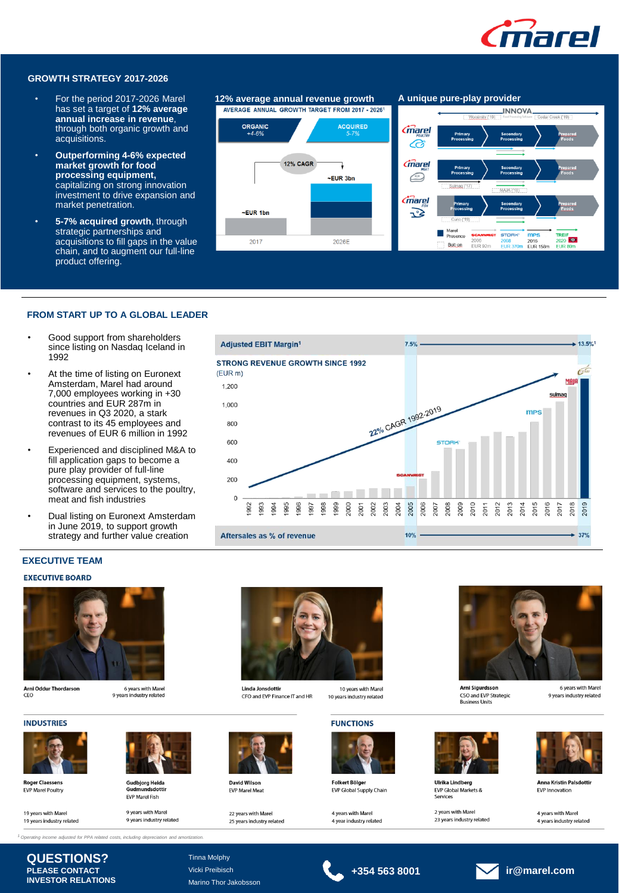marel

## GROWTH STRATEGY 2017-2026

- For the period 2017-2026 Marel has set a target of **12% average annual increase in revenue**, through both organic growth and acquisitions.
- **Outperforming 4-6% expected market growth for food processing equipment,** capitalizing on strong innovation investment to drive expansion and market penetration.
- **5-7% acquired growth**, through strategic partnerships and acquisitions to fill gaps in the value chain, and to augment our full-line product offering.

### 12% average annual revenue growth

AVERAGE ANNUAL GROWTH TARGET FROM 2017 - 2026[1]

ORGANIC +4-6%

ACQUIRED 5-7%

12% CAGR

~EUR 3bn

~EUR 1bn

2017

2026E

### A unique pure-play provider

INNOVA

Wenglor (19)

Cedar Creek (19)

marel POULTRY

Primary Processing

Secondary Processing

Prepared Foods

marel MEAT

Sulmaq (17)

MAJA (18)

marel FISH

Curio (19)

Marel Presence

Bolt-on

SCANVAEGT 2006 EUR 92m

STORK 2008 EUR 370m

MPS 2016 EUR 158m

TREIF 2020 EUR 80m

## FROM START UP TO A GLOBAL LEADER

- Good support from shareholders since listing on Nasdaq Iceland in 1992
- At the time of listing on Euronext Amsterdam, Marel had around 7,000 employees working in +30 countries and EUR 287m in revenues in Q3 2020, a stark contrast to its 45 employees and revenues of EUR 6 million in 1992
- Experienced and disciplined M&A to fill application gaps to become a pure play provider of full-line processing equipment, systems, software and services to the poultry, meat and fish industries
- Dual listing on Euronext Amsterdam in June 2019, to support growth strategy and further value creation

Adjusted EBIT Margin[1] 7.5% 13.5%[1]

STRONG REVENUE GROWTH SINCE 1992

(EUR m)

1,200
1,000
800
600
400
200
0

22% CAGR 1992-2019

SCANVAEGT

STORK

MPS

sulmaq

MAJA

TREIF

1992 1993 1994 1995 1996 1997 1998 1999 2000 2001 2002 2003 2004 2005 2006 2007 2008 2009 2010 2011 2012 2013 2014 2015 2016 2017 2018 2019

Aftersales as % of revenue 10% 37%

## EXECUTIVE TEAM

### EXECUTIVE BOARD

**Arni Oddur Thordarson**
CEO
6 years with Marel
9 years industry related

**Linda Jonsdottir**
CFO and EVP Finance IT and HR
10 years with Marel
10 years industry related

**Arni Sigurdsson**
CSO and EVP Strategic Business Units
6 years with Marel
9 years industry related

### INDUSTRIES

**Roger Claessens**
EVP Marel Poultry
19 years with Marel
19 years industry related

**Gudbjorg Heida Gudmundsdottir**
EVP Marel Fish
9 years with Marel
9 years industry related

**David Wilson**
EVP Marel Meat
22 years with Marel
25 years industry related

### FUNCTIONS

**Folkert Bölger**
EVP Global Supply Chain
4 years with Marel
4 year industry related

**Ulrika Lindberg**
EVP Global Markets & Services
2 years with Marel
23 years industry related

**Anna Kristin Palsdottir**
EVP Innovation
4 years with Marel
4 years industry related

[1] *Operating income adjusted for PPA related costs, including depreciation and amortization.*

## QUESTIONS?
**PLEASE CONTACT INVESTOR RELATIONS**

Tinna Molphy
Vicki Preibisch
Marino Thor Jakobsson

+354 563 8001

ir@marel.com